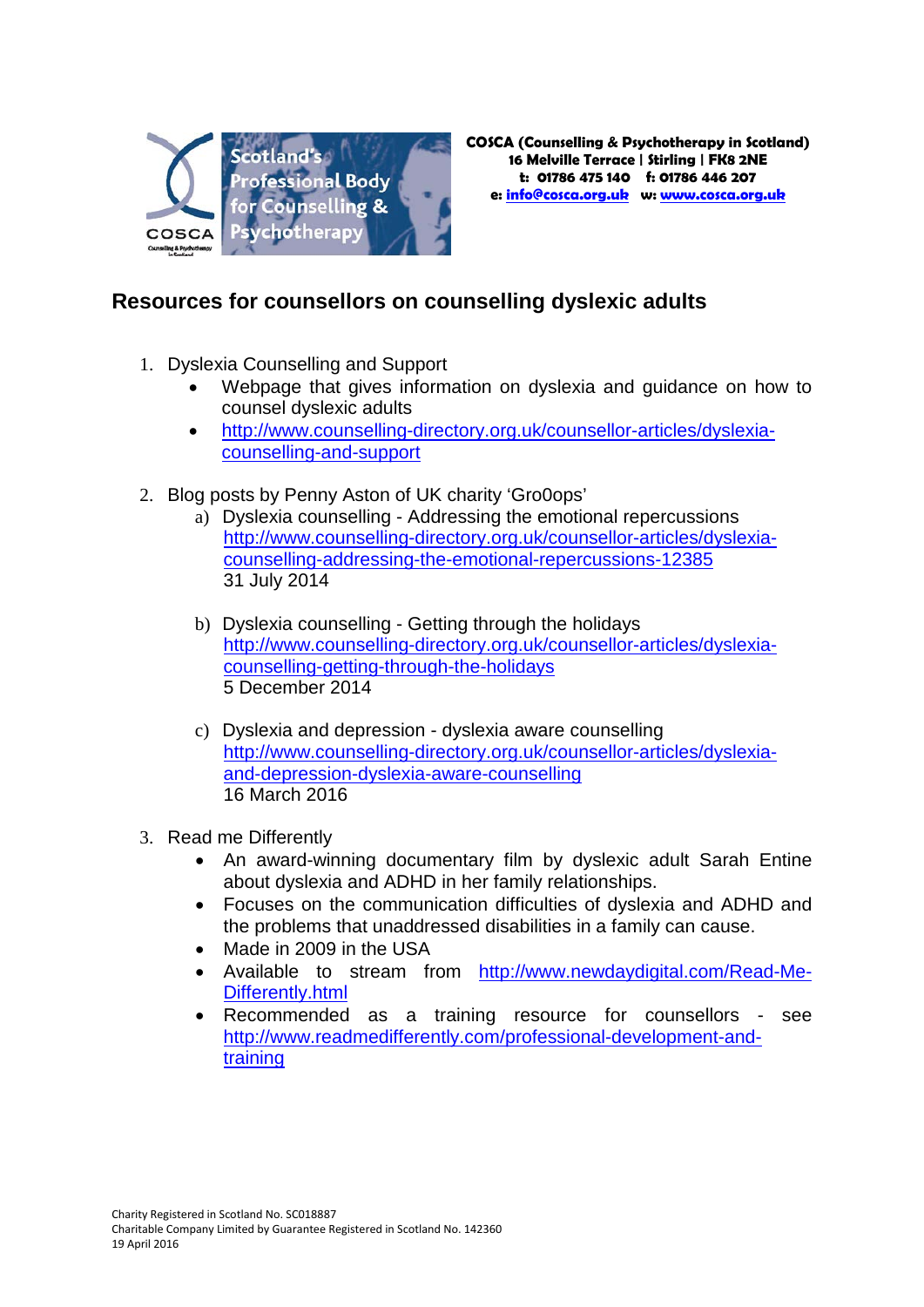COSCA (Counselling & Psychotherapy in Scotland)
16 Melville Terrace | Stirling | FK8 2NE
t: 01786 475 140 f: 01786 446 207
e: info@cosca.org.uk w: www.cosca.org.uk

Scotland's Professional Body for Counselling & Psychotherapy

## Resources for counsellors on counselling dyslexic adults

1. Dyslexia Counselling and Support
   - Webpage that gives information on dyslexia and guidance on how to counsel dyslexic adults
   - http://www.counselling-directory.org.uk/counsellor-articles/dyslexia-counselling-and-support

2. Blog posts by Penny Aston of UK charity 'Gro0ops'
   a) Dyslexia counselling - Addressing the emotional repercussions
   http://www.counselling-directory.org.uk/counsellor-articles/dyslexia-counselling-addressing-the-emotional-repercussions-12385
   31 July 2014

   b) Dyslexia counselling - Getting through the holidays
   http://www.counselling-directory.org.uk/counsellor-articles/dyslexia-counselling-getting-through-the-holidays
   5 December 2014

   c) Dyslexia and depression - dyslexia aware counselling
   http://www.counselling-directory.org.uk/counsellor-articles/dyslexia-and-depression-dyslexia-aware-counselling
   16 March 2016

3. Read me Differently
   - An award-winning documentary film by dyslexic adult Sarah Entine about dyslexia and ADHD in her family relationships.
   - Focuses on the communication difficulties of dyslexia and ADHD and the problems that unaddressed disabilities in a family can cause.
   - Made in 2009 in the USA
   - Available to stream from http://www.newdaydigital.com/Read-Me-Differently.html
   - Recommended as a training resource for counsellors - see http://www.readmedifferently.com/professional-development-and-training

Charity Registered in Scotland No. SC018887
Charitable Company Limited by Guarantee Registered in Scotland No. 142360
19 April 2016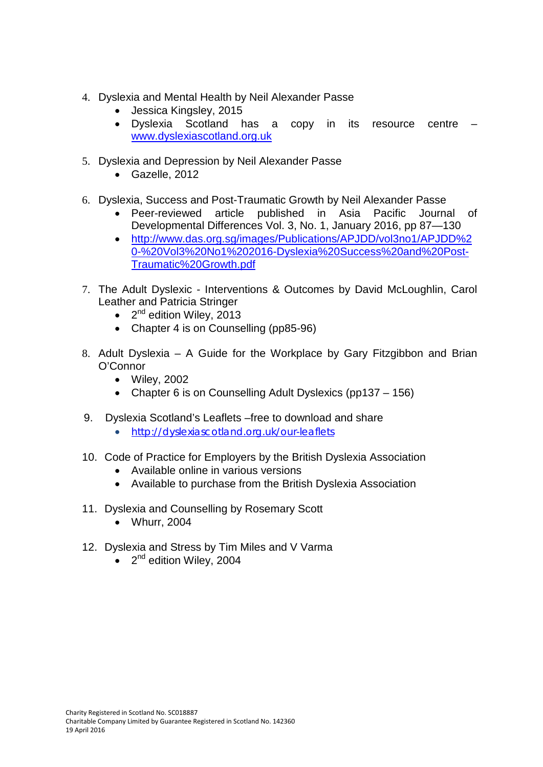4. Dyslexia and Mental Health by Neil Alexander Passe
    - Jessica Kingsley, 2015
    - Dyslexia Scotland has a copy in its resource centre – www.dyslexiascotland.org.uk

5. Dyslexia and Depression by Neil Alexander Passe
    - Gazelle, 2012

6. Dyslexia, Success and Post-Traumatic Growth by Neil Alexander Passe
    - Peer-reviewed article published in Asia Pacific Journal of Developmental Differences Vol. 3, No. 1, January 2016, pp 87—130
    - http://www.das.org.sg/images/Publications/APJDD/vol3no1/APJDD%20-%20Vol3%20No1%202016-Dyslexia%20Success%20and%20Post-Traumatic%20Growth.pdf

7. The Adult Dyslexic - Interventions & Outcomes by David McLoughlin, Carol Leather and Patricia Stringer
    - 2nd edition Wiley, 2013
    - Chapter 4 is on Counselling (pp85-96)

8. Adult Dyslexia – A Guide for the Workplace by Gary Fitzgibbon and Brian O'Connor
    - Wiley, 2002
    - Chapter 6 is on Counselling Adult Dyslexics (pp137 – 156)

9. Dyslexia Scotland's Leaflets –free to download and share
    - http://dyslexiascotland.org.uk/our-leaflets

10. Code of Practice for Employers by the British Dyslexia Association
    - Available online in various versions
    - Available to purchase from the British Dyslexia Association

11. Dyslexia and Counselling by Rosemary Scott
    - Whurr, 2004

12. Dyslexia and Stress by Tim Miles and V Varma
    - 2nd edition Wiley, 2004

Charity Registered in Scotland No. SC018887
Charitable Company Limited by Guarantee Registered in Scotland No. 142360
19 April 2016